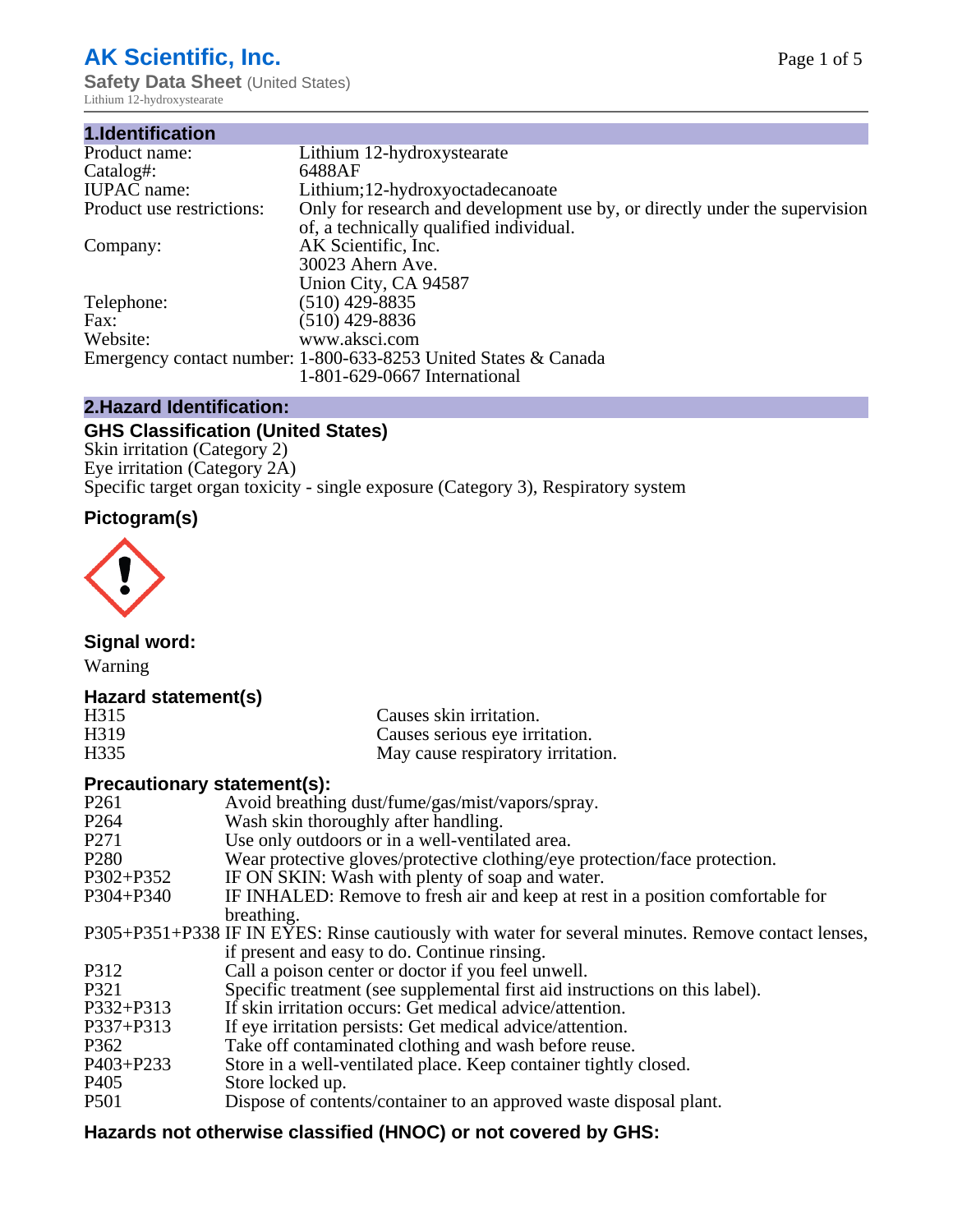# AK Scientific, Inc.

**Safety Data Sheet** (United States)
Lithium 12-hydroxystearate

## 1.Identification

| | |
|---|---|
| Product name: | Lithium 12-hydroxystearate |
| Catalog#: | 6488AF |
| IUPAC name: | Lithium;12-hydroxyoctadecanoate |
| Product use restrictions: | Only for research and development use by, or directly under the supervision of, a technically qualified individual. |
| Company: | AK Scientific, Inc.<br>30023 Ahern Ave.<br>Union City, CA 94587 |
| Telephone: | (510) 429-8835 |
| Fax: | (510) 429-8836 |
| Website: | www.aksci.com |
| Emergency contact number: | 1-800-633-8253 United States & Canada<br>1-801-629-0667 International |

## 2.Hazard Identification:

### GHS Classification (United States)

Skin irritation (Category 2)
Eye irritation (Category 2A)
Specific target organ toxicity - single exposure (Category 3), Respiratory system

### Pictogram(s)

### Signal word:

Warning

### Hazard statement(s)

| | |
|---|---|
| H315 | Causes skin irritation. |
| H319 | Causes serious eye irritation. |
| H335 | May cause respiratory irritation. |

### Precautionary statement(s):

| | |
|---|---|
| P261 | Avoid breathing dust/fume/gas/mist/vapors/spray. |
| P264 | Wash skin thoroughly after handling. |
| P271 | Use only outdoors or in a well-ventilated area. |
| P280 | Wear protective gloves/protective clothing/eye protection/face protection. |
| P302+P352 | IF ON SKIN: Wash with plenty of soap and water. |
| P304+P340 | IF INHALED: Remove to fresh air and keep at rest in a position comfortable for breathing. |
| P305+P351+P338 | IF IN EYES: Rinse cautiously with water for several minutes. Remove contact lenses, if present and easy to do. Continue rinsing. |
| P312 | Call a poison center or doctor if you feel unwell. |
| P321 | Specific treatment (see supplemental first aid instructions on this label). |
| P332+P313 | If skin irritation occurs: Get medical advice/attention. |
| P337+P313 | If eye irritation persists: Get medical advice/attention. |
| P362 | Take off contaminated clothing and wash before reuse. |
| P403+P233 | Store in a well-ventilated place. Keep container tightly closed. |
| P405 | Store locked up. |
| P501 | Dispose of contents/container to an approved waste disposal plant. |

### Hazards not otherwise classified (HNOC) or not covered by GHS: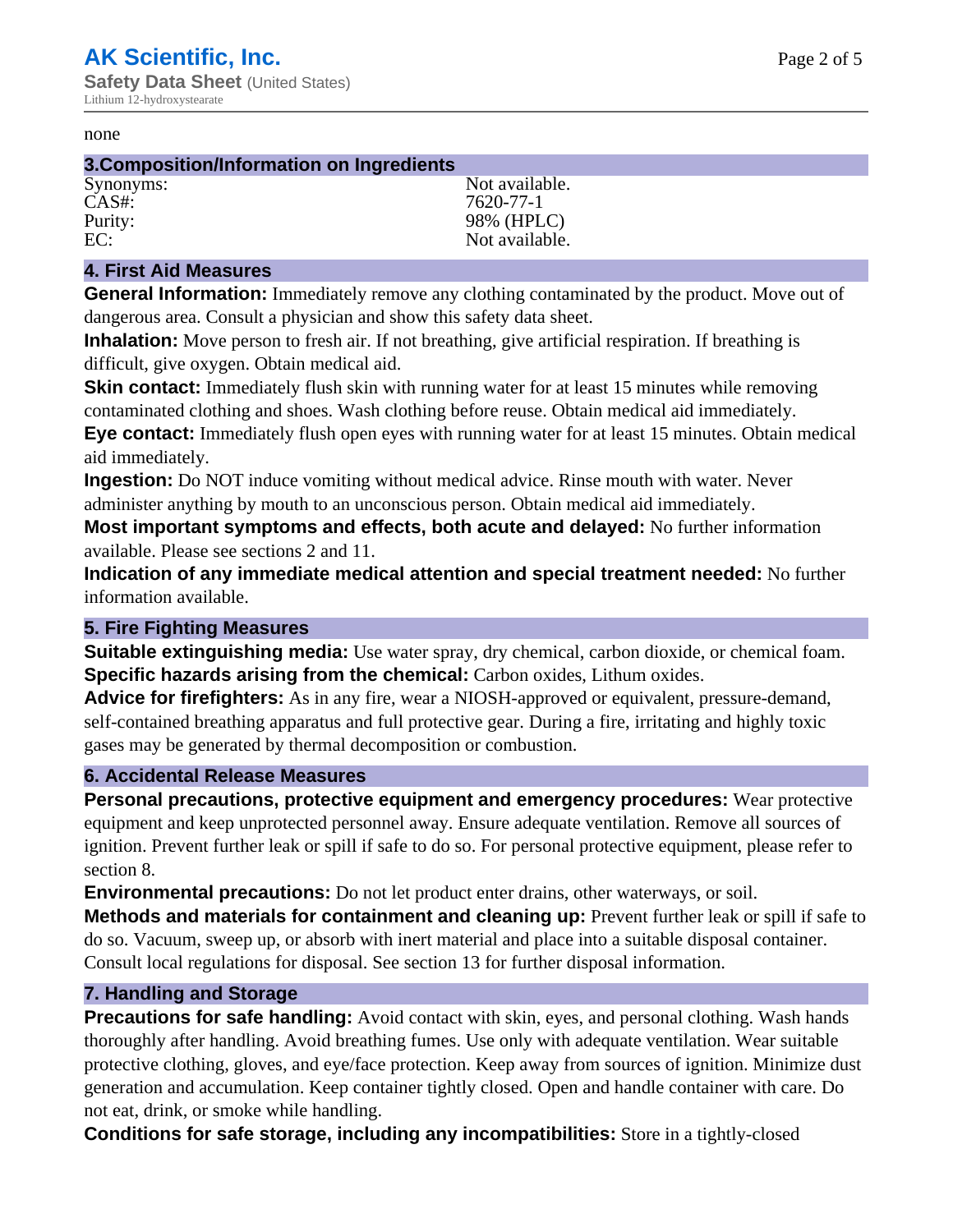none

## 3.Composition/Information on Ingredients

| | |
|---|---|
| Synonyms: | Not available. |
| CAS#: | 7620-77-1 |
| Purity: | 98% (HPLC) |
| EC: | Not available. |

## 4. First Aid Measures

**General Information:** Immediately remove any clothing contaminated by the product. Move out of dangerous area. Consult a physician and show this safety data sheet.

**Inhalation:** Move person to fresh air. If not breathing, give artificial respiration. If breathing is difficult, give oxygen. Obtain medical aid.

**Skin contact:** Immediately flush skin with running water for at least 15 minutes while removing contaminated clothing and shoes. Wash clothing before reuse. Obtain medical aid immediately.

**Eye contact:** Immediately flush open eyes with running water for at least 15 minutes. Obtain medical aid immediately.

**Ingestion:** Do NOT induce vomiting without medical advice. Rinse mouth with water. Never administer anything by mouth to an unconscious person. Obtain medical aid immediately.

**Most important symptoms and effects, both acute and delayed:** No further information available. Please see sections 2 and 11.

**Indication of any immediate medical attention and special treatment needed:** No further information available.

## 5. Fire Fighting Measures

**Suitable extinguishing media:** Use water spray, dry chemical, carbon dioxide, or chemical foam.

**Specific hazards arising from the chemical:** Carbon oxides, Lithum oxides.

**Advice for firefighters:** As in any fire, wear a NIOSH-approved or equivalent, pressure-demand, self-contained breathing apparatus and full protective gear. During a fire, irritating and highly toxic gases may be generated by thermal decomposition or combustion.

## 6. Accidental Release Measures

**Personal precautions, protective equipment and emergency procedures:** Wear protective equipment and keep unprotected personnel away. Ensure adequate ventilation. Remove all sources of ignition. Prevent further leak or spill if safe to do so. For personal protective equipment, please refer to section 8.

**Environmental precautions:** Do not let product enter drains, other waterways, or soil.

**Methods and materials for containment and cleaning up:** Prevent further leak or spill if safe to do so. Vacuum, sweep up, or absorb with inert material and place into a suitable disposal container. Consult local regulations for disposal. See section 13 for further disposal information.

## 7. Handling and Storage

**Precautions for safe handling:** Avoid contact with skin, eyes, and personal clothing. Wash hands thoroughly after handling. Avoid breathing fumes. Use only with adequate ventilation. Wear suitable protective clothing, gloves, and eye/face protection. Keep away from sources of ignition. Minimize dust generation and accumulation. Keep container tightly closed. Open and handle container with care. Do not eat, drink, or smoke while handling.

**Conditions for safe storage, including any incompatibilities:** Store in a tightly-closed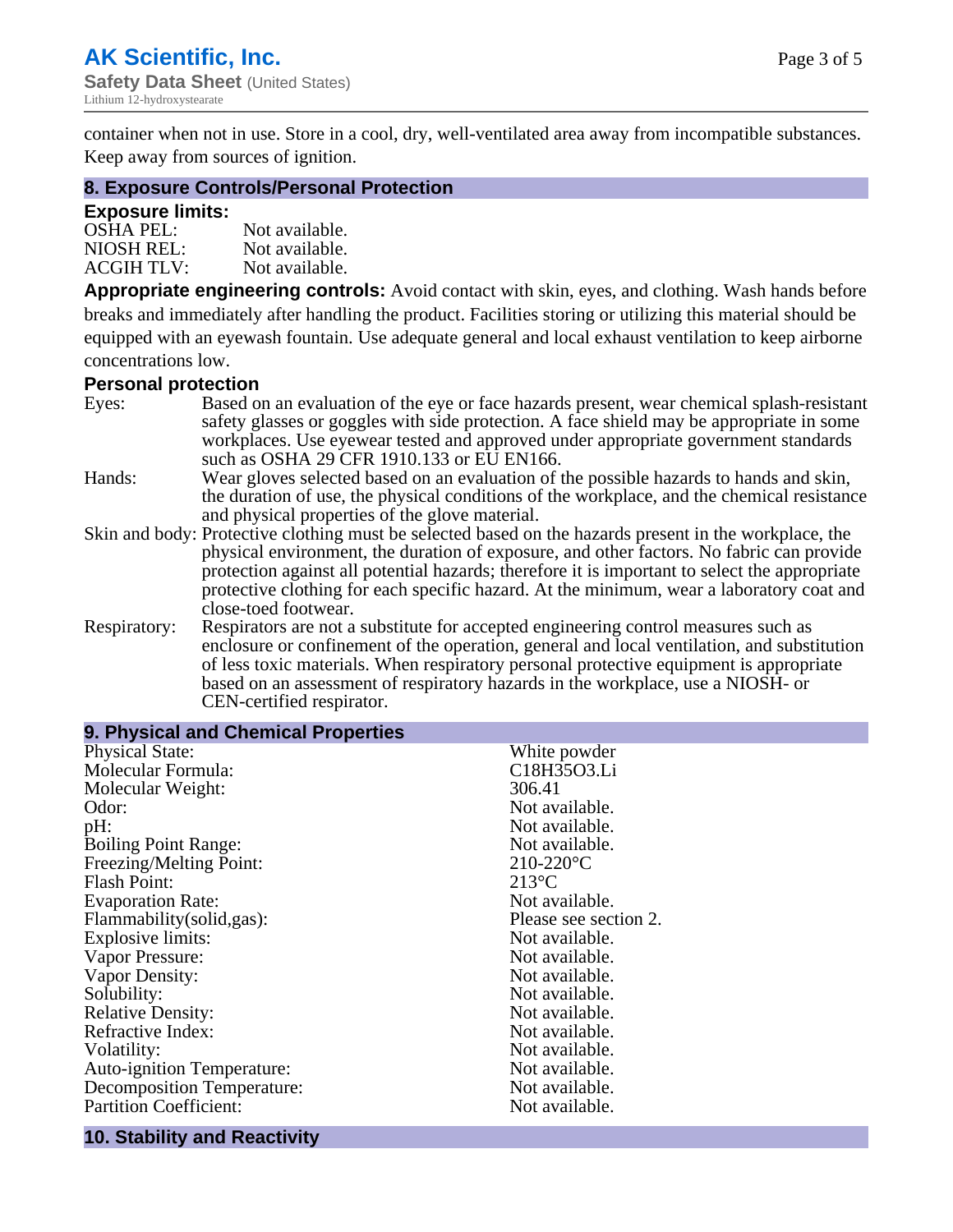container when not in use. Store in a cool, dry, well-ventilated area away from incompatible substances. Keep away from sources of ignition.

## 8. Exposure Controls/Personal Protection

### Exposure limits:

| | |
|---|---|
| OSHA PEL: | Not available. |
| NIOSH REL: | Not available. |
| ACGIH TLV: | Not available. |

**Appropriate engineering controls:** Avoid contact with skin, eyes, and clothing. Wash hands before breaks and immediately after handling the product. Facilities storing or utilizing this material should be equipped with an eyewash fountain. Use adequate general and local exhaust ventilation to keep airborne concentrations low.

### Personal protection

| | |
|---|---|
| Eyes: | Based on an evaluation of the eye or face hazards present, wear chemical splash-resistant safety glasses or goggles with side protection. A face shield may be appropriate in some workplaces. Use eyewear tested and approved under appropriate government standards such as OSHA 29 CFR 1910.133 or EU EN166. |
| Hands: | Wear gloves selected based on an evaluation of the possible hazards to hands and skin, the duration of use, the physical conditions of the workplace, and the chemical resistance and physical properties of the glove material. |
| Skin and body: | Protective clothing must be selected based on the hazards present in the workplace, the physical environment, the duration of exposure, and other factors. No fabric can provide protection against all potential hazards; therefore it is important to select the appropriate protective clothing for each specific hazard. At the minimum, wear a laboratory coat and close-toed footwear. |
| Respiratory: | Respirators are not a substitute for accepted engineering control measures such as enclosure or confinement of the operation, general and local ventilation, and substitution of less toxic materials. When respiratory personal protective equipment is appropriate based on an assessment of respiratory hazards in the workplace, use a NIOSH- or CEN-certified respirator. |

## 9. Physical and Chemical Properties

| | |
|---|---|
| Physical State: | White powder |
| Molecular Formula: | C18H35O3.Li |
| Molecular Weight: | 306.41 |
| Odor: | Not available. |
| pH: | Not available. |
| Boiling Point Range: | Not available. |
| Freezing/Melting Point: | 210-220°C |
| Flash Point: | 213°C |
| Evaporation Rate: | Not available. |
| Flammability(solid,gas): | Please see section 2. |
| Explosive limits: | Not available. |
| Vapor Pressure: | Not available. |
| Vapor Density: | Not available. |
| Solubility: | Not available. |
| Relative Density: | Not available. |
| Refractive Index: | Not available. |
| Volatility: | Not available. |
| Auto-ignition Temperature: | Not available. |
| Decomposition Temperature: | Not available. |
| Partition Coefficient: | Not available. |

## 10. Stability and Reactivity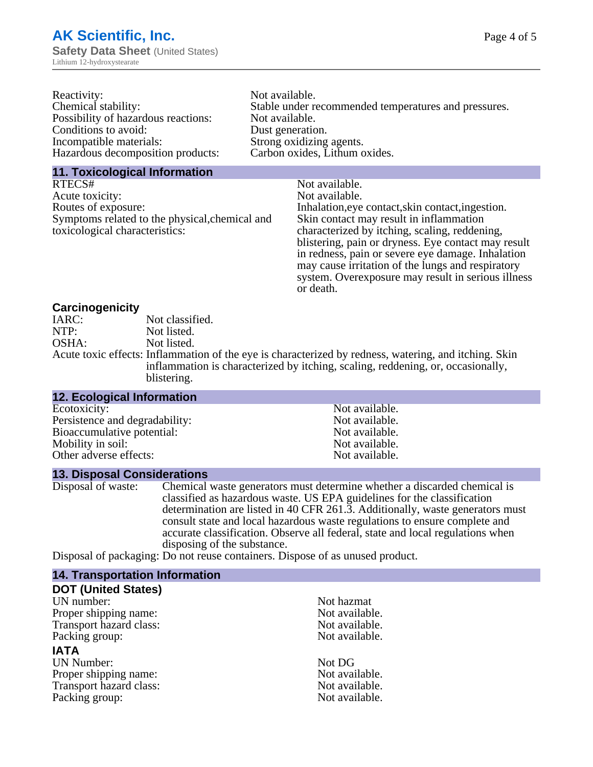Reactivity: Not available.
Chemical stability: Stable under recommended temperatures and pressures.
Possibility of hazardous reactions: Not available.
Conditions to avoid: Dust generation.
Incompatible materials: Strong oxidizing agents.
Hazardous decomposition products: Carbon oxides, Lithum oxides.

## 11. Toxicological Information

RTECS#: Not available.
Acute toxicity: Not available.
Routes of exposure: Inhalation,eye contact,skin contact,ingestion.
Symptoms related to the physical,chemical and toxicological characteristics: Skin contact may result in inflammation characterized by itching, scaling, reddening, blistering, pain or dryness. Eye contact may result in redness, pain or severe eye damage. Inhalation may cause irritation of the lungs and respiratory system. Overexposure may result in serious illness or death.

### Carcinogenicity

IARC: Not classified.
NTP: Not listed.
OSHA: Not listed.
Acute toxic effects: Inflammation of the eye is characterized by redness, watering, and itching. Skin inflammation is characterized by itching, scaling, reddening, or, occasionally, blistering.

## 12. Ecological Information

Ecotoxicity: Not available.
Persistence and degradability: Not available.
Bioaccumulative potential: Not available.
Mobility in soil: Not available.
Other adverse effects: Not available.

## 13. Disposal Considerations

Disposal of waste: Chemical waste generators must determine whether a discarded chemical is classified as hazardous waste. US EPA guidelines for the classification determination are listed in 40 CFR 261.3. Additionally, waste generators must consult state and local hazardous waste regulations to ensure complete and accurate classification. Observe all federal, state and local regulations when disposing of the substance.
Disposal of packaging: Do not reuse containers. Dispose of as unused product.

## 14. Transportation Information

### DOT (United States)

UN number: Not hazmat
Proper shipping name: Not available.
Transport hazard class: Not available.
Packing group: Not available.

### IATA

UN Number: Not DG
Proper shipping name: Not available.
Transport hazard class: Not available.
Packing group: Not available.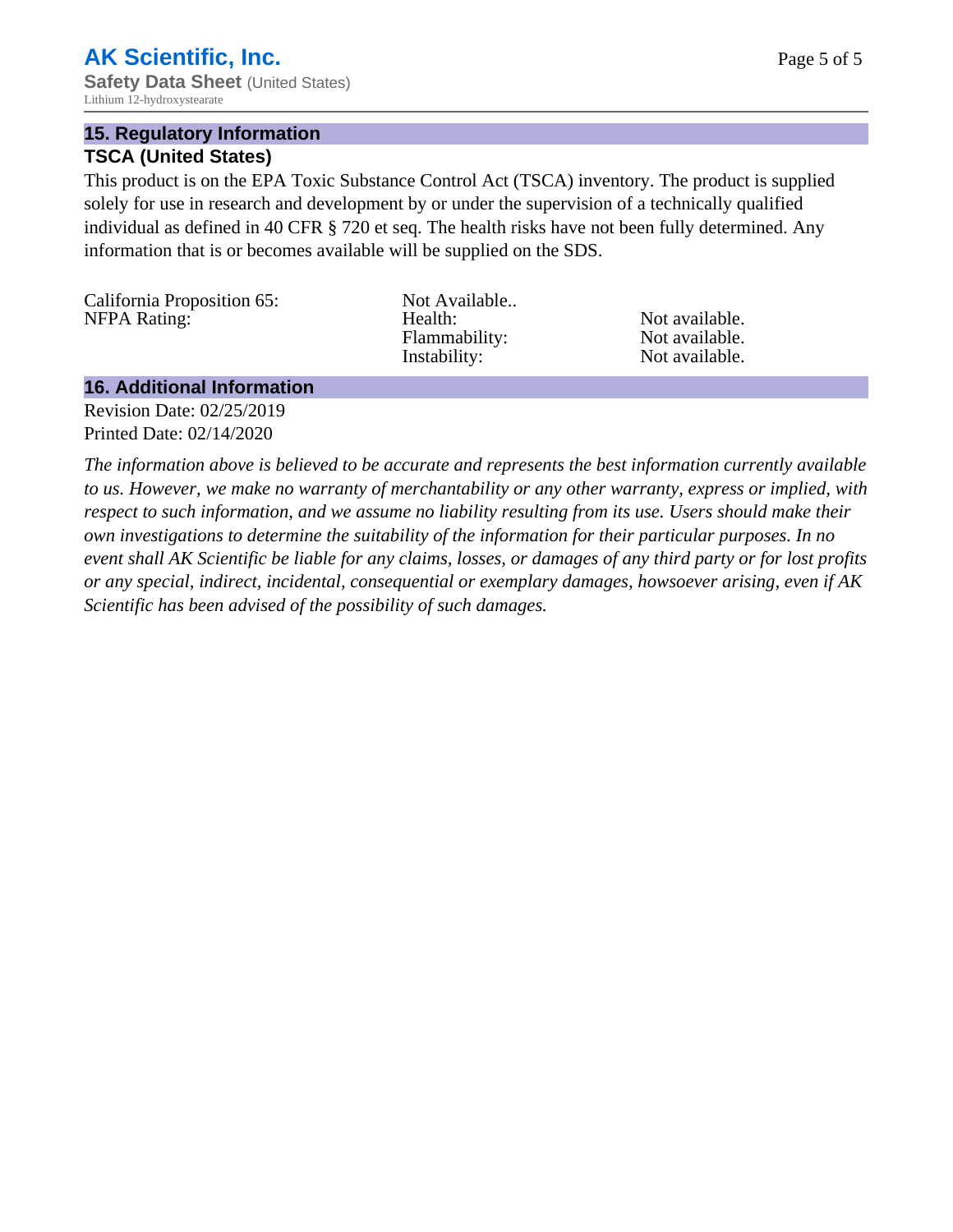## 15. Regulatory Information

### TSCA (United States)

This product is on the EPA Toxic Substance Control Act (TSCA) inventory. The product is supplied solely for use in research and development by or under the supervision of a technically qualified individual as defined in 40 CFR § 720 et seq. The health risks have not been fully determined. Any information that is or becomes available will be supplied on the SDS.

| | | |
|---|---|---|
| California Proposition 65: | Not Available.. | |
| NFPA Rating: | Health: | Not available. |
| | Flammability: | Not available. |
| | Instability: | Not available. |

## 16. Additional Information

Revision Date: 02/25/2019
Printed Date: 02/14/2020

*The information above is believed to be accurate and represents the best information currently available to us. However, we make no warranty of merchantability or any other warranty, express or implied, with respect to such information, and we assume no liability resulting from its use. Users should make their own investigations to determine the suitability of the information for their particular purposes. In no event shall AK Scientific be liable for any claims, losses, or damages of any third party or for lost profits or any special, indirect, incidental, consequential or exemplary damages, howsoever arising, even if AK Scientific has been advised of the possibility of such damages.*